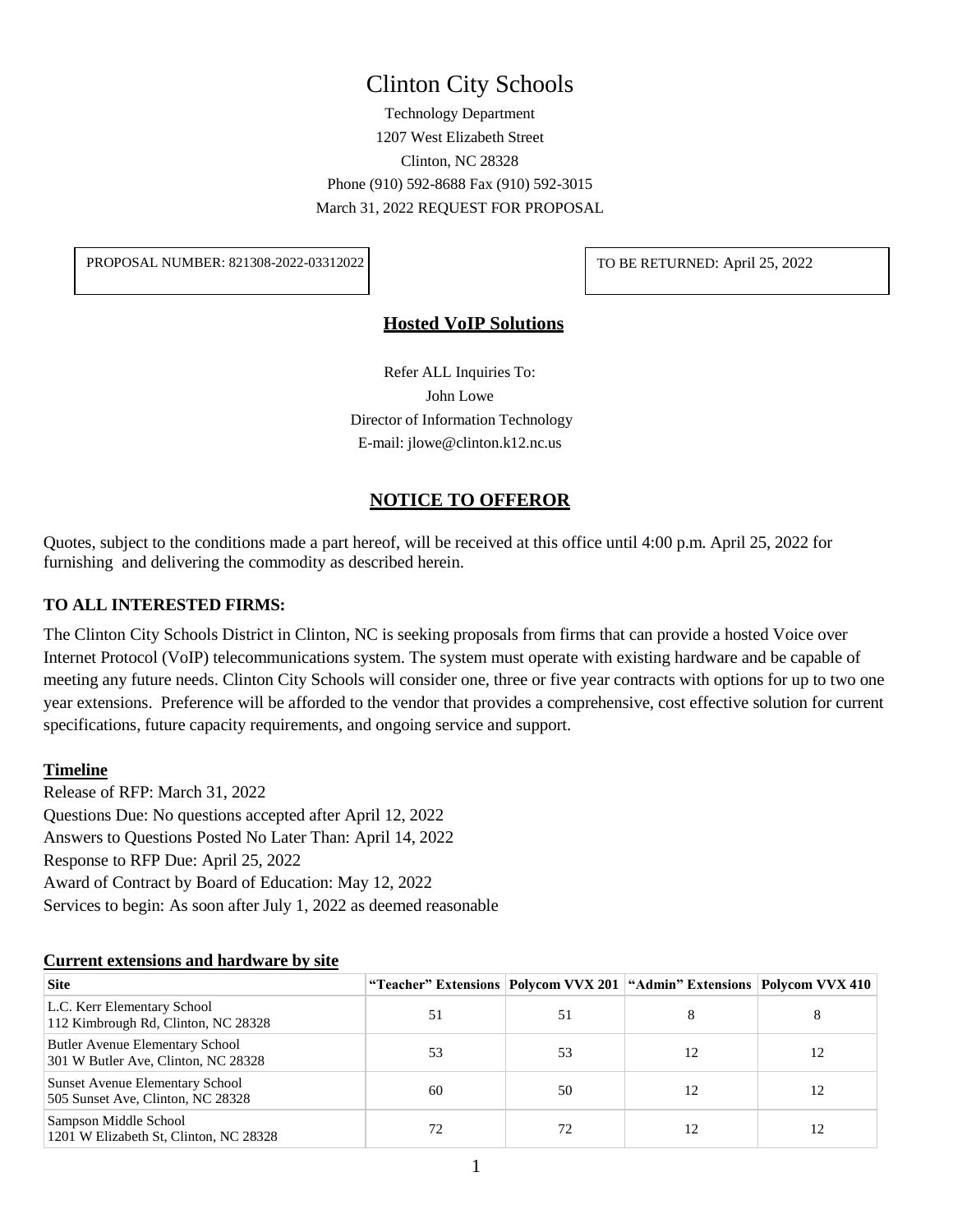# Clinton City Schools

Technology Department

1207 West Elizabeth Street

Clinton, NC 28328

Phone (910) 592-8688 Fax (910) 592-3015

March 31, 2022 REQUEST FOR PROPOSAL

| PROPOSAL NUMBER: 821308-2022-03312022 | TO BE RETURNED: April 25, 2022 |
|---|---|

## Hosted VoIP Solutions

Refer ALL Inquiries To:

John Lowe

Director of Information Technology

E-mail: jlowe@clinton.k12.nc.us

## NOTICE TO OFFEROR

Quotes, subject to the conditions made a part hereof, will be received at this office until 4:00 p.m. April 25, 2022 for furnishing and delivering the commodity as described herein.

**TO ALL INTERESTED FIRMS:**

The Clinton City Schools District in Clinton, NC is seeking proposals from firms that can provide a hosted Voice over Internet Protocol (VoIP) telecommunications system. The system must operate with existing hardware and be capable of meeting any future needs. Clinton City Schools will consider one, three or five year contracts with options for up to two one year extensions. Preference will be afforded to the vendor that provides a comprehensive, cost effective solution for current specifications, future capacity requirements, and ongoing service and support.

### Timeline

Release of RFP: March 31, 2022
Questions Due: No questions accepted after April 12, 2022
Answers to Questions Posted No Later Than: April 14, 2022
Response to RFP Due: April 25, 2022
Award of Contract by Board of Education: May 12, 2022
Services to begin: As soon after July 1, 2022 as deemed reasonable

### Current extensions and hardware by site

| Site | "Teacher" Extensions | Polycom VVX 201 | "Admin" Extensions | Polycom VVX 410 |
|---|---|---|---|---|
| L.C. Kerr Elementary School<br>112 Kimbrough Rd, Clinton, NC 28328 | 51 | 51 | 8 | 8 |
| Butler Avenue Elementary School<br>301 W Butler Ave, Clinton, NC 28328 | 53 | 53 | 12 | 12 |
| Sunset Avenue Elementary School<br>505 Sunset Ave, Clinton, NC 28328 | 60 | 50 | 12 | 12 |
| Sampson Middle School<br>1201 W Elizabeth St, Clinton, NC 28328 | 72 | 72 | 12 | 12 |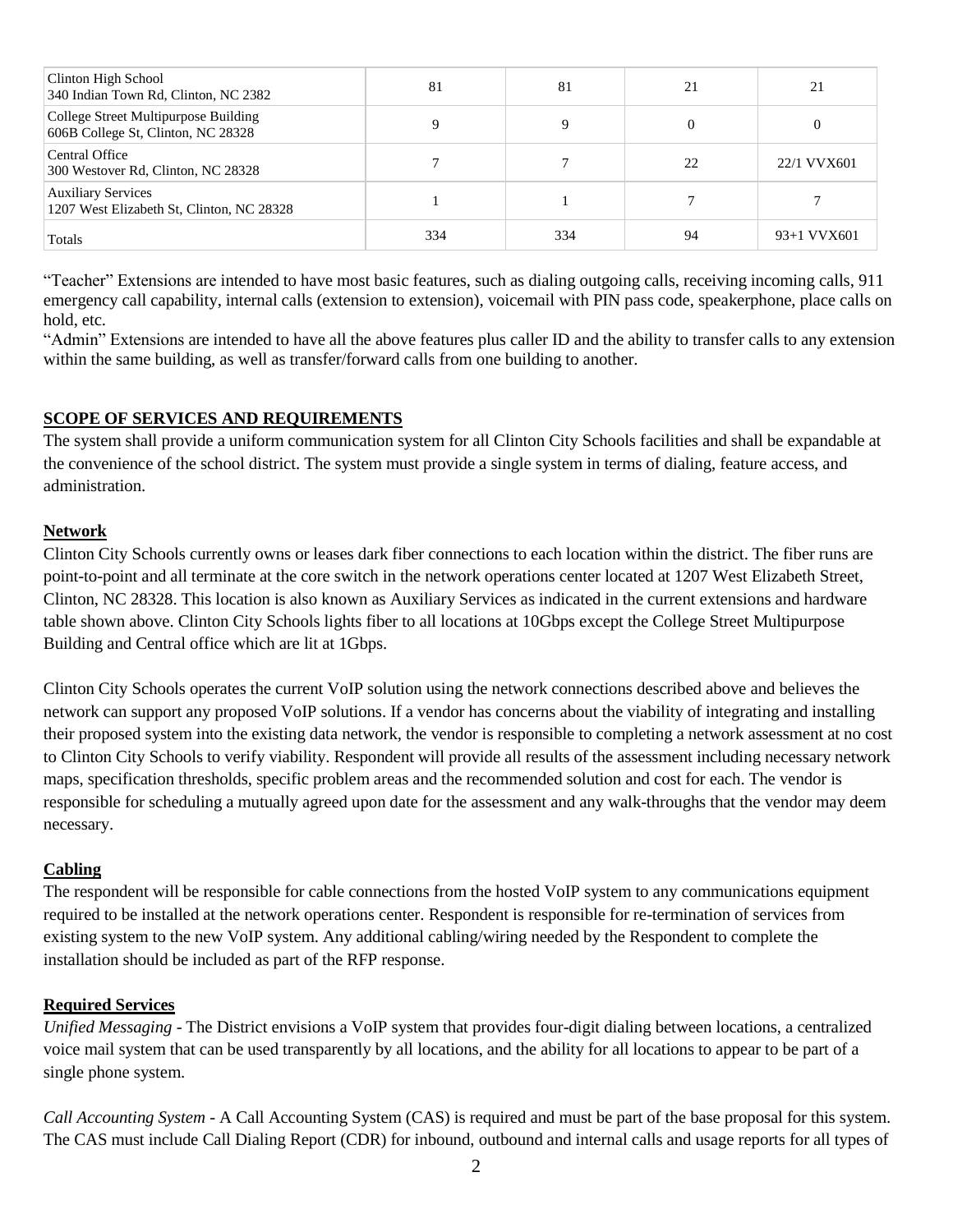| | | | | |
|---|---|---|---|---|
| Clinton High School<br>340 Indian Town Rd, Clinton, NC 2382 | 81 | 81 | 21 | 21 |
| College Street Multipurpose Building<br>606B College St, Clinton, NC 28328 | 9 | 9 | 0 | 0 |
| Central Office<br>300 Westover Rd, Clinton, NC 28328 | 7 | 7 | 22 | 22/1 VVX601 |
| Auxiliary Services<br>1207 West Elizabeth St, Clinton, NC 28328 | 1 | 1 | 7 | 7 |
| Totals | 334 | 334 | 94 | 93+1 VVX601 |

"Teacher" Extensions are intended to have most basic features, such as dialing outgoing calls, receiving incoming calls, 911 emergency call capability, internal calls (extension to extension), voicemail with PIN pass code, speakerphone, place calls on hold, etc.

"Admin" Extensions are intended to have all the above features plus caller ID and the ability to transfer calls to any extension within the same building, as well as transfer/forward calls from one building to another.

## SCOPE OF SERVICES AND REQUIREMENTS

The system shall provide a uniform communication system for all Clinton City Schools facilities and shall be expandable at the convenience of the school district. The system must provide a single system in terms of dialing, feature access, and administration.

### Network

Clinton City Schools currently owns or leases dark fiber connections to each location within the district. The fiber runs are point-to-point and all terminate at the core switch in the network operations center located at 1207 West Elizabeth Street, Clinton, NC 28328. This location is also known as Auxiliary Services as indicated in the current extensions and hardware table shown above. Clinton City Schools lights fiber to all locations at 10Gbps except the College Street Multipurpose Building and Central office which are lit at 1Gbps.

Clinton City Schools operates the current VoIP solution using the network connections described above and believes the network can support any proposed VoIP solutions. If a vendor has concerns about the viability of integrating and installing their proposed system into the existing data network, the vendor is responsible to completing a network assessment at no cost to Clinton City Schools to verify viability. Respondent will provide all results of the assessment including necessary network maps, specification thresholds, specific problem areas and the recommended solution and cost for each. The vendor is responsible for scheduling a mutually agreed upon date for the assessment and any walk-throughs that the vendor may deem necessary.

### Cabling

The respondent will be responsible for cable connections from the hosted VoIP system to any communications equipment required to be installed at the network operations center. Respondent is responsible for re-termination of services from existing system to the new VoIP system. Any additional cabling/wiring needed by the Respondent to complete the installation should be included as part of the RFP response.

### Required Services

*Unified Messaging* - The District envisions a VoIP system that provides four-digit dialing between locations, a centralized voice mail system that can be used transparently by all locations, and the ability for all locations to appear to be part of a single phone system.

*Call Accounting System* - A Call Accounting System (CAS) is required and must be part of the base proposal for this system. The CAS must include Call Dialing Report (CDR) for inbound, outbound and internal calls and usage reports for all types of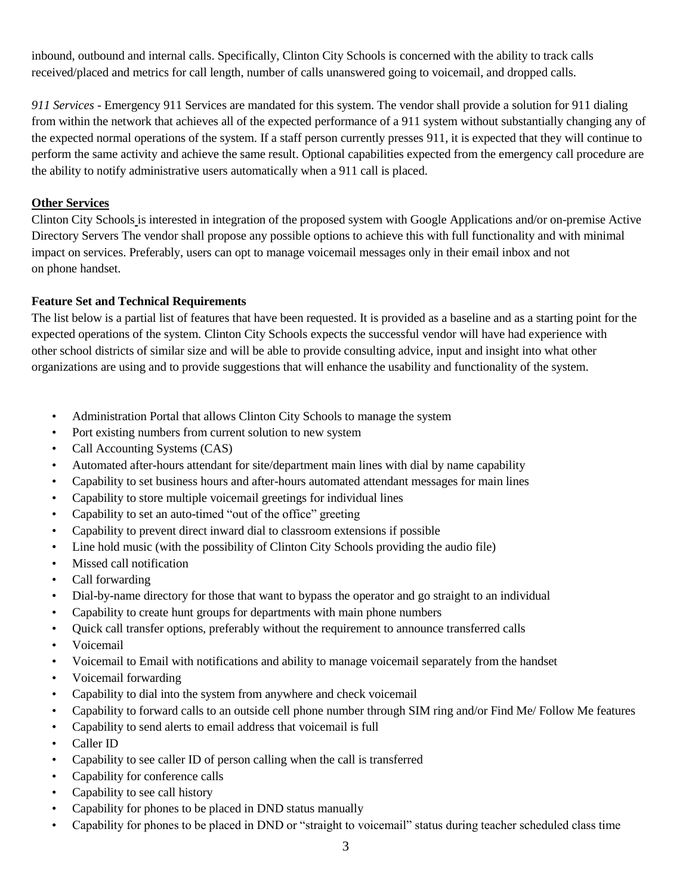inbound, outbound and internal calls. Specifically, Clinton City Schools is concerned with the ability to track calls received/placed and metrics for call length, number of calls unanswered going to voicemail, and dropped calls.

*911 Services* - Emergency 911 Services are mandated for this system. The vendor shall provide a solution for 911 dialing from within the network that achieves all of the expected performance of a 911 system without substantially changing any of the expected normal operations of the system. If a staff person currently presses 911, it is expected that they will continue to perform the same activity and achieve the same result. Optional capabilities expected from the emergency call procedure are the ability to notify administrative users automatically when a 911 call is placed.

**Other Services**

Clinton City Schools is interested in integration of the proposed system with Google Applications and/or on-premise Active Directory Servers The vendor shall propose any possible options to achieve this with full functionality and with minimal impact on services. Preferably, users can opt to manage voicemail messages only in their email inbox and not on phone handset.

**Feature Set and Technical Requirements**

The list below is a partial list of features that have been requested. It is provided as a baseline and as a starting point for the expected operations of the system. Clinton City Schools expects the successful vendor will have had experience with other school districts of similar size and will be able to provide consulting advice, input and insight into what other organizations are using and to provide suggestions that will enhance the usability and functionality of the system.

- Administration Portal that allows Clinton City Schools to manage the system
- Port existing numbers from current solution to new system
- Call Accounting Systems (CAS)
- Automated after-hours attendant for site/department main lines with dial by name capability
- Capability to set business hours and after-hours automated attendant messages for main lines
- Capability to store multiple voicemail greetings for individual lines
- Capability to set an auto-timed "out of the office" greeting
- Capability to prevent direct inward dial to classroom extensions if possible
- Line hold music (with the possibility of Clinton City Schools providing the audio file)
- Missed call notification
- Call forwarding
- Dial-by-name directory for those that want to bypass the operator and go straight to an individual
- Capability to create hunt groups for departments with main phone numbers
- Quick call transfer options, preferably without the requirement to announce transferred calls
- Voicemail
- Voicemail to Email with notifications and ability to manage voicemail separately from the handset
- Voicemail forwarding
- Capability to dial into the system from anywhere and check voicemail
- Capability to forward calls to an outside cell phone number through SIM ring and/or Find Me/ Follow Me features
- Capability to send alerts to email address that voicemail is full
- Caller ID
- Capability to see caller ID of person calling when the call is transferred
- Capability for conference calls
- Capability to see call history
- Capability for phones to be placed in DND status manually
- Capability for phones to be placed in DND or "straight to voicemail" status during teacher scheduled class time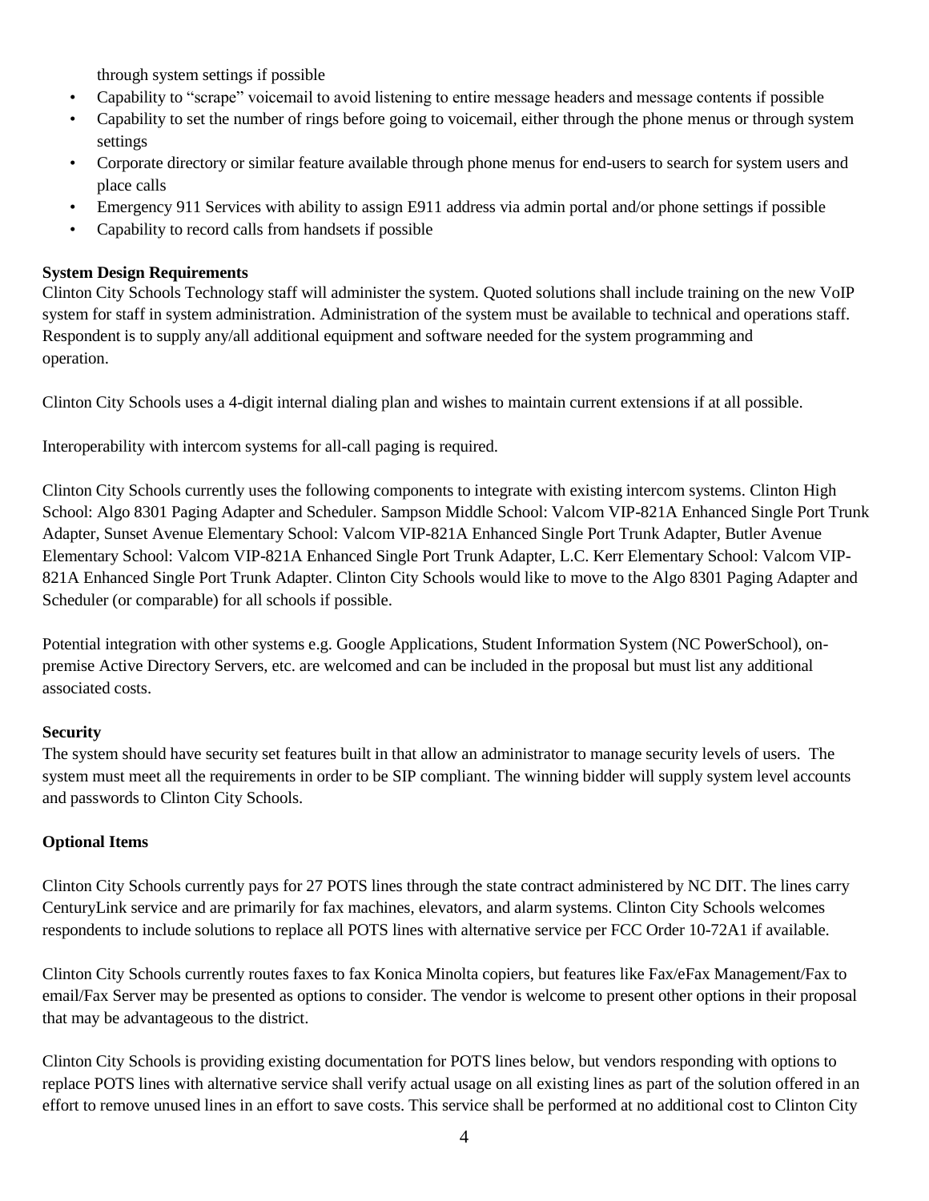through system settings if possible

- Capability to "scrape" voicemail to avoid listening to entire message headers and message contents if possible
- Capability to set the number of rings before going to voicemail, either through the phone menus or through system settings
- Corporate directory or similar feature available through phone menus for end-users to search for system users and place calls
- Emergency 911 Services with ability to assign E911 address via admin portal and/or phone settings if possible
- Capability to record calls from handsets if possible

**System Design Requirements**

Clinton City Schools Technology staff will administer the system. Quoted solutions shall include training on the new VoIP system for staff in system administration. Administration of the system must be available to technical and operations staff. Respondent is to supply any/all additional equipment and software needed for the system programming and operation.

Clinton City Schools uses a 4-digit internal dialing plan and wishes to maintain current extensions if at all possible.

Interoperability with intercom systems for all-call paging is required.

Clinton City Schools currently uses the following components to integrate with existing intercom systems. Clinton High School: Algo 8301 Paging Adapter and Scheduler. Sampson Middle School: Valcom VIP-821A Enhanced Single Port Trunk Adapter, Sunset Avenue Elementary School: Valcom VIP-821A Enhanced Single Port Trunk Adapter, Butler Avenue Elementary School: Valcom VIP-821A Enhanced Single Port Trunk Adapter, L.C. Kerr Elementary School: Valcom VIP-821A Enhanced Single Port Trunk Adapter. Clinton City Schools would like to move to the Algo 8301 Paging Adapter and Scheduler (or comparable) for all schools if possible.

Potential integration with other systems e.g. Google Applications, Student Information System (NC PowerSchool), on-premise Active Directory Servers, etc. are welcomed and can be included in the proposal but must list any additional associated costs.

**Security**

The system should have security set features built in that allow an administrator to manage security levels of users. The system must meet all the requirements in order to be SIP compliant. The winning bidder will supply system level accounts and passwords to Clinton City Schools.

**Optional Items**

Clinton City Schools currently pays for 27 POTS lines through the state contract administered by NC DIT. The lines carry CenturyLink service and are primarily for fax machines, elevators, and alarm systems. Clinton City Schools welcomes respondents to include solutions to replace all POTS lines with alternative service per FCC Order 10-72A1 if available.

Clinton City Schools currently routes faxes to fax Konica Minolta copiers, but features like Fax/eFax Management/Fax to email/Fax Server may be presented as options to consider. The vendor is welcome to present other options in their proposal that may be advantageous to the district.

Clinton City Schools is providing existing documentation for POTS lines below, but vendors responding with options to replace POTS lines with alternative service shall verify actual usage on all existing lines as part of the solution offered in an effort to remove unused lines in an effort to save costs. This service shall be performed at no additional cost to Clinton City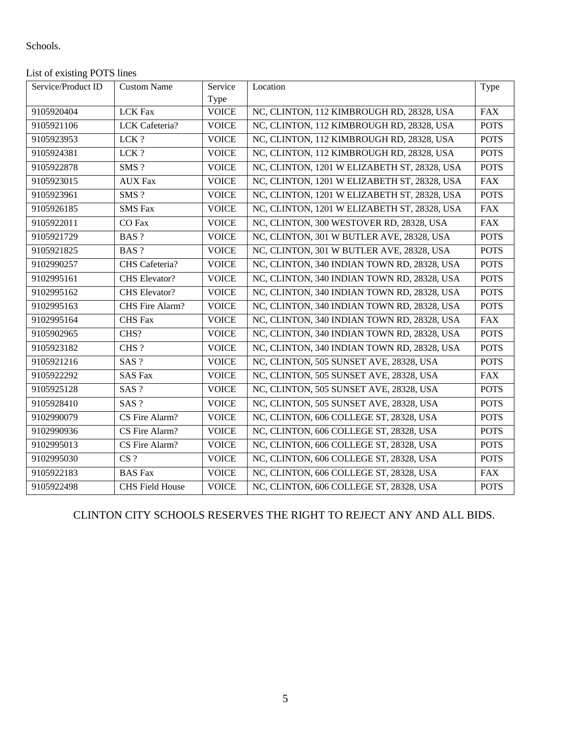Schools.

List of existing POTS lines

| Service/Product ID | Custom Name | Service Type | Location | Type |
|---|---|---|---|---|
| 9105920404 | LCK Fax | VOICE | NC, CLINTON, 112 KIMBROUGH RD, 28328, USA | FAX |
| 9105921106 | LCK Cafeteria? | VOICE | NC, CLINTON, 112 KIMBROUGH RD, 28328, USA | POTS |
| 9105923953 | LCK ? | VOICE | NC, CLINTON, 112 KIMBROUGH RD, 28328, USA | POTS |
| 9105924381 | LCK ? | VOICE | NC, CLINTON, 112 KIMBROUGH RD, 28328, USA | POTS |
| 9105922878 | SMS ? | VOICE | NC, CLINTON, 1201 W ELIZABETH ST, 28328, USA | POTS |
| 9105923015 | AUX Fax | VOICE | NC, CLINTON, 1201 W ELIZABETH ST, 28328, USA | FAX |
| 9105923961 | SMS ? | VOICE | NC, CLINTON, 1201 W ELIZABETH ST, 28328, USA | POTS |
| 9105926185 | SMS Fax | VOICE | NC, CLINTON, 1201 W ELIZABETH ST, 28328, USA | FAX |
| 9105922011 | CO Fax | VOICE | NC, CLINTON, 300 WESTOVER RD, 28328, USA | FAX |
| 9105921729 | BAS ? | VOICE | NC, CLINTON, 301 W BUTLER AVE, 28328, USA | POTS |
| 9105921825 | BAS ? | VOICE | NC, CLINTON, 301 W BUTLER AVE, 28328, USA | POTS |
| 9102990257 | CHS Cafeteria? | VOICE | NC, CLINTON, 340 INDIAN TOWN RD, 28328, USA | POTS |
| 9102995161 | CHS Elevator? | VOICE | NC, CLINTON, 340 INDIAN TOWN RD, 28328, USA | POTS |
| 9102995162 | CHS Elevator? | VOICE | NC, CLINTON, 340 INDIAN TOWN RD, 28328, USA | POTS |
| 9102995163 | CHS Fire Alarm? | VOICE | NC, CLINTON, 340 INDIAN TOWN RD, 28328, USA | POTS |
| 9102995164 | CHS Fax | VOICE | NC, CLINTON, 340 INDIAN TOWN RD, 28328, USA | FAX |
| 9105902965 | CHS? | VOICE | NC, CLINTON, 340 INDIAN TOWN RD, 28328, USA | POTS |
| 9105923182 | CHS ? | VOICE | NC, CLINTON, 340 INDIAN TOWN RD, 28328, USA | POTS |
| 9105921216 | SAS ? | VOICE | NC, CLINTON, 505 SUNSET AVE, 28328, USA | POTS |
| 9105922292 | SAS Fax | VOICE | NC, CLINTON, 505 SUNSET AVE, 28328, USA | FAX |
| 9105925128 | SAS ? | VOICE | NC, CLINTON, 505 SUNSET AVE, 28328, USA | POTS |
| 9105928410 | SAS ? | VOICE | NC, CLINTON, 505 SUNSET AVE, 28328, USA | POTS |
| 9102990079 | CS Fire Alarm? | VOICE | NC, CLINTON, 606 COLLEGE ST, 28328, USA | POTS |
| 9102990936 | CS Fire Alarm? | VOICE | NC, CLINTON, 606 COLLEGE ST, 28328, USA | POTS |
| 9102995013 | CS Fire Alarm? | VOICE | NC, CLINTON, 606 COLLEGE ST, 28328, USA | POTS |
| 9102995030 | CS ? | VOICE | NC, CLINTON, 606 COLLEGE ST, 28328, USA | POTS |
| 9105922183 | BAS Fax | VOICE | NC, CLINTON, 606 COLLEGE ST, 28328, USA | FAX |
| 9105922498 | CHS Field House | VOICE | NC, CLINTON, 606 COLLEGE ST, 28328, USA | POTS |

CLINTON CITY SCHOOLS RESERVES THE RIGHT TO REJECT ANY AND ALL BIDS.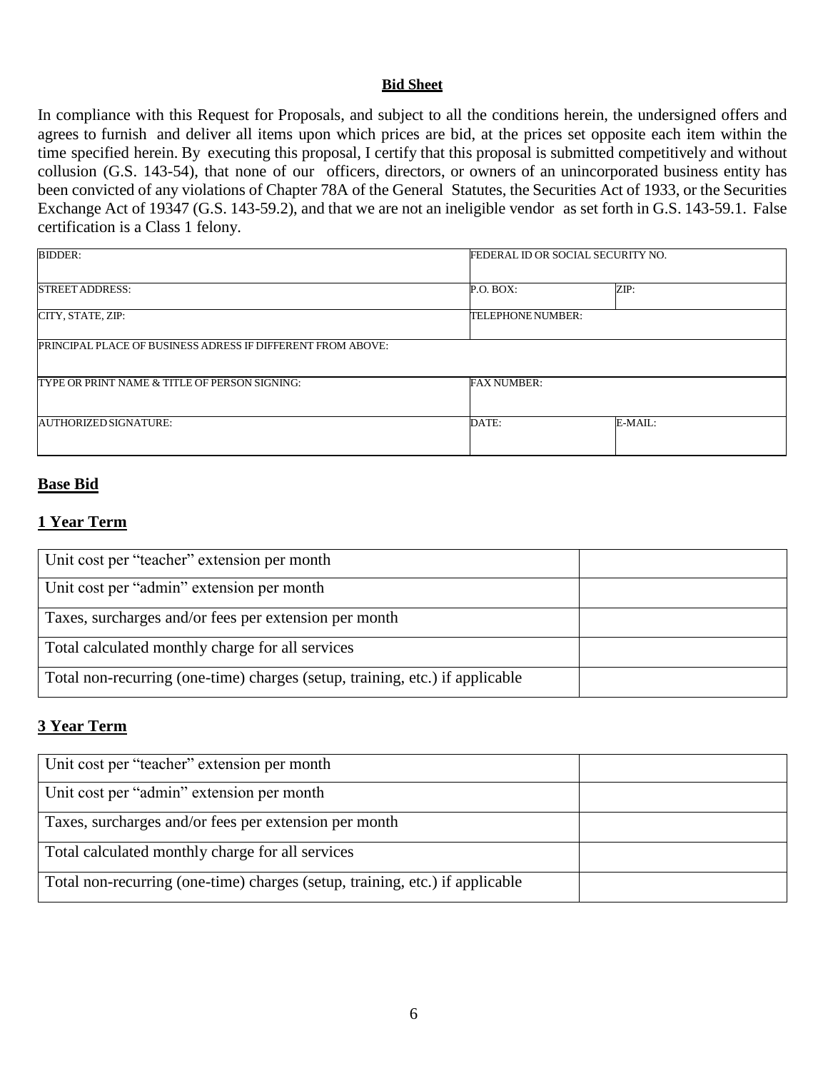**Bid Sheet**

In compliance with this Request for Proposals, and subject to all the conditions herein, the undersigned offers and agrees to furnish and deliver all items upon which prices are bid, at the prices set opposite each item within the time specified herein. By executing this proposal, I certify that this proposal is submitted competitively and without collusion (G.S. 143-54), that none of our officers, directors, or owners of an unincorporated business entity has been convicted of any violations of Chapter 78A of the General Statutes, the Securities Act of 1933, or the Securities Exchange Act of 19347 (G.S. 143-59.2), and that we are not an ineligible vendor as set forth in G.S. 143-59.1. False certification is a Class 1 felony.

| BIDDER: | FEDERAL ID OR SOCIAL SECURITY NO. | |
|---|---|---|
| STREET ADDRESS: | P.O. BOX: | ZIP: |
| CITY, STATE, ZIP: | TELEPHONE NUMBER: | |
| PRINCIPAL PLACE OF BUSINESS ADRESS IF DIFFERENT FROM ABOVE: | | |
| TYPE OR PRINT NAME & TITLE OF PERSON SIGNING: | FAX NUMBER: | |
| AUTHORIZED SIGNATURE: | DATE: | E-MAIL: |

## **Base Bid**

### **1 Year Term**

| | |
|---|---|
| Unit cost per "teacher" extension per month | |
| Unit cost per "admin" extension per month | |
| Taxes, surcharges and/or fees per extension per month | |
| Total calculated monthly charge for all services | |
| Total non-recurring (one-time) charges (setup, training, etc.) if applicable | |

### **3 Year Term**

| | |
|---|---|
| Unit cost per "teacher" extension per month | |
| Unit cost per "admin" extension per month | |
| Taxes, surcharges and/or fees per extension per month | |
| Total calculated monthly charge for all services | |
| Total non-recurring (one-time) charges (setup, training, etc.) if applicable | |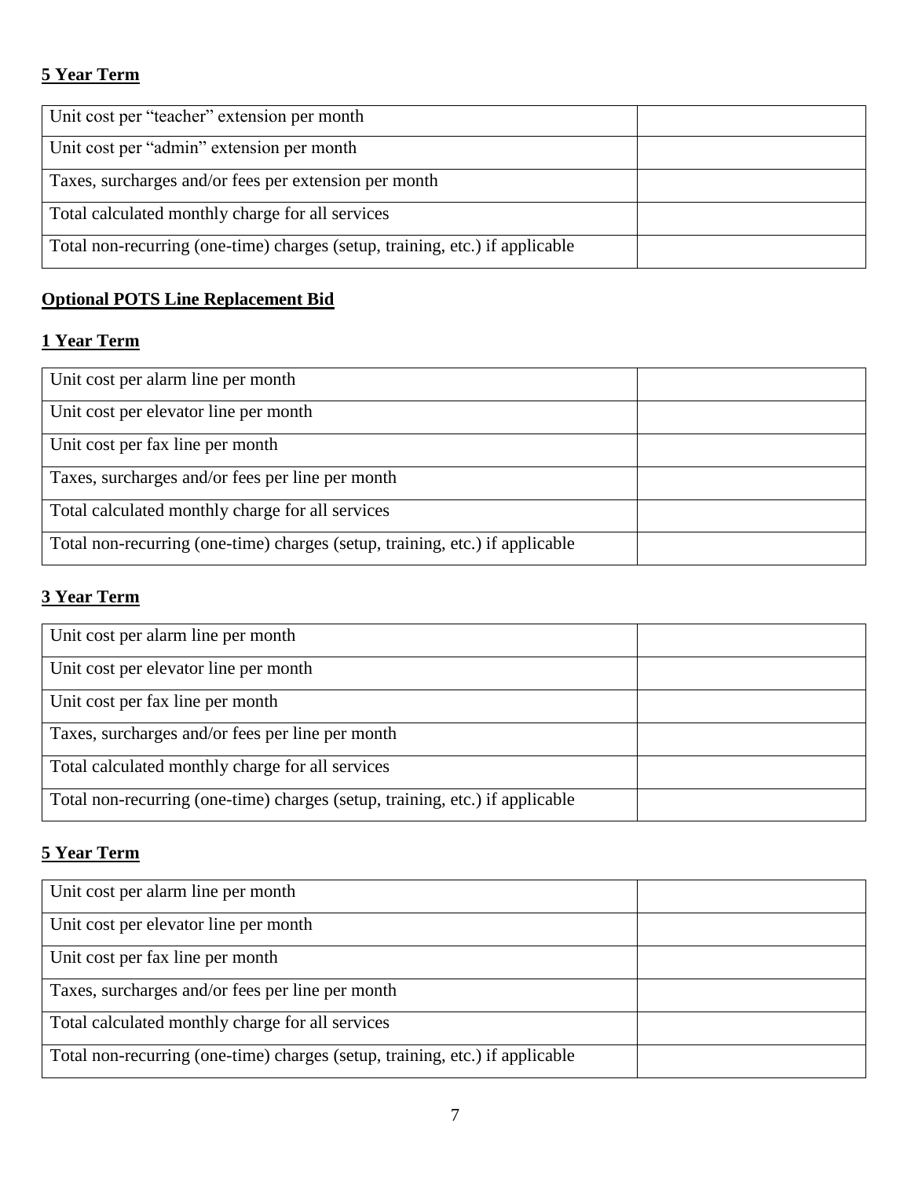**5 Year Term**

| | |
|---|---|
| Unit cost per "teacher" extension per month | |
| Unit cost per "admin" extension per month | |
| Taxes, surcharges and/or fees per extension per month | |
| Total calculated monthly charge for all services | |
| Total non-recurring (one-time) charges (setup, training, etc.) if applicable | |

**Optional POTS Line Replacement Bid**

**1 Year Term**

| | |
|---|---|
| Unit cost per alarm line per month | |
| Unit cost per elevator line per month | |
| Unit cost per fax line per month | |
| Taxes, surcharges and/or fees per line per month | |
| Total calculated monthly charge for all services | |
| Total non-recurring (one-time) charges (setup, training, etc.) if applicable | |

**3 Year Term**

| | |
|---|---|
| Unit cost per alarm line per month | |
| Unit cost per elevator line per month | |
| Unit cost per fax line per month | |
| Taxes, surcharges and/or fees per line per month | |
| Total calculated monthly charge for all services | |
| Total non-recurring (one-time) charges (setup, training, etc.) if applicable | |

**5 Year Term**

| | |
|---|---|
| Unit cost per alarm line per month | |
| Unit cost per elevator line per month | |
| Unit cost per fax line per month | |
| Taxes, surcharges and/or fees per line per month | |
| Total calculated monthly charge for all services | |
| Total non-recurring (one-time) charges (setup, training, etc.) if applicable | |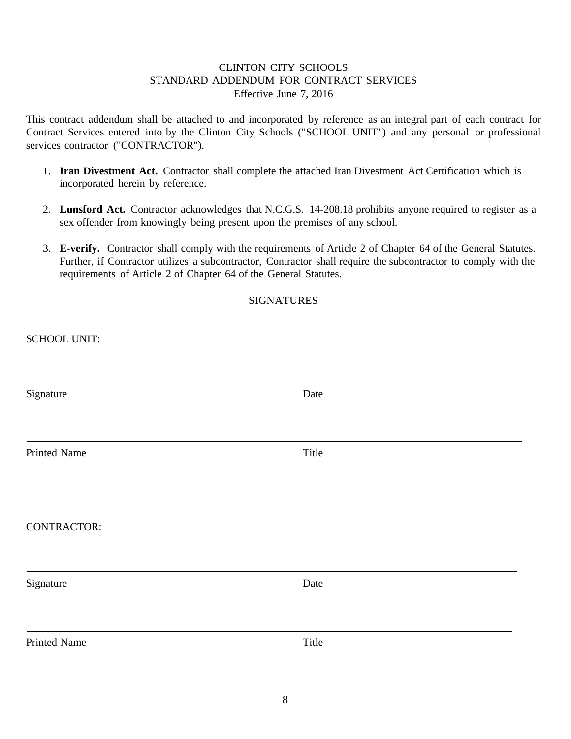CLINTON CITY SCHOOLS
STANDARD ADDENDUM FOR CONTRACT SERVICES
Effective June 7, 2016

This contract addendum shall be attached to and incorporated by reference as an integral part of each contract for Contract Services entered into by the Clinton City Schools ("SCHOOL UNIT") and any personal or professional services contractor ("CONTRACTOR").

1. **Iran Divestment Act.** Contractor shall complete the attached Iran Divestment Act Certification which is incorporated herein by reference.

2. **Lunsford Act.** Contractor acknowledges that N.C.G.S. 14-208.18 prohibits anyone required to register as a sex offender from knowingly being present upon the premises of any school.

3. **E-verify.** Contractor shall comply with the requirements of Article 2 of Chapter 64 of the General Statutes. Further, if Contractor utilizes a subcontractor, Contractor shall require the subcontractor to comply with the requirements of Article 2 of Chapter 64 of the General Statutes.

SIGNATURES

SCHOOL UNIT:

______________________________________________________________________

Signature Date

______________________________________________________________________

Printed Name Title

CONTRACTOR:

______________________________________________________________________

Signature Date

______________________________________________________________________

Printed Name Title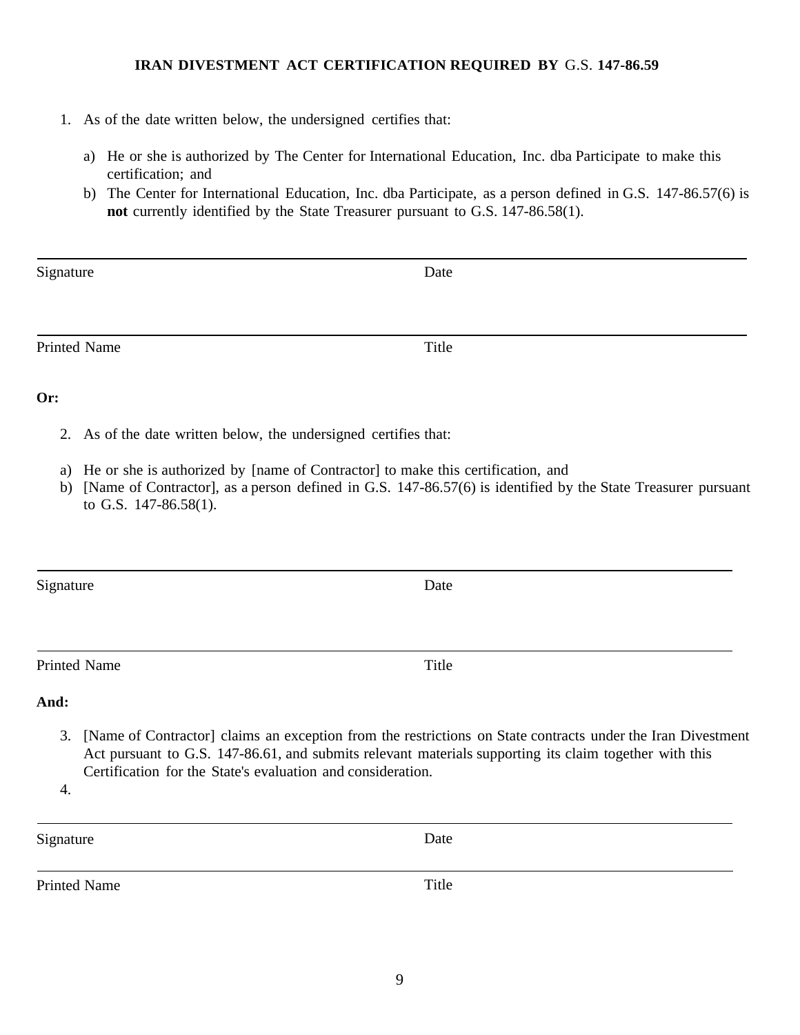**IRAN DIVESTMENT ACT CERTIFICATION REQUIRED BY** G.S. **147-86.59**

1. As of the date written below, the undersigned certifies that:

   a) He or she is authorized by The Center for International Education, Inc. dba Participate to make this certification; and
   b) The Center for International Education, Inc. dba Participate, as a person defined in G.S. 147-86.57(6) is **not** currently identified by the State Treasurer pursuant to G.S. 147-86.58(1).

Signature Date

Printed Name Title

**Or:**

2. As of the date written below, the undersigned certifies that:

a) He or she is authorized by [name of Contractor] to make this certification, and
b) [Name of Contractor], as a person defined in G.S. 147-86.57(6) is identified by the State Treasurer pursuant to G.S. 147-86.58(1).

Signature Date

Printed Name Title

**And:**

3. [Name of Contractor] claims an exception from the restrictions on State contracts under the Iran Divestment Act pursuant to G.S. 147-86.61, and submits relevant materials supporting its claim together with this Certification for the State's evaluation and consideration.
4.

Signature Date

Printed Name Title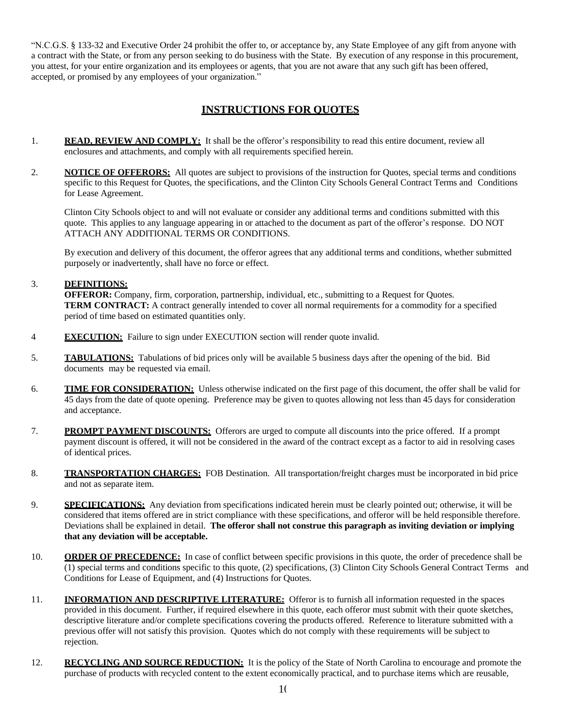"N.C.G.S. § 133-32 and Executive Order 24 prohibit the offer to, or acceptance by, any State Employee of any gift from anyone with a contract with the State, or from any person seeking to do business with the State. By execution of any response in this procurement, you attest, for your entire organization and its employees or agents, that you are not aware that any such gift has been offered, accepted, or promised by any employees of your organization."

## INSTRUCTIONS FOR QUOTES

1. **READ, REVIEW AND COMPLY:** It shall be the offeror's responsibility to read this entire document, review all enclosures and attachments, and comply with all requirements specified herein.

2. **NOTICE OF OFFERORS:** All quotes are subject to provisions of the instruction for Quotes, special terms and conditions specific to this Request for Quotes, the specifications, and the Clinton City Schools General Contract Terms and Conditions for Lease Agreement.

   Clinton City Schools object to and will not evaluate or consider any additional terms and conditions submitted with this quote. This applies to any language appearing in or attached to the document as part of the offeror's response. DO NOT ATTACH ANY ADDITIONAL TERMS OR CONDITIONS.

   By execution and delivery of this document, the offeror agrees that any additional terms and conditions, whether submitted purposely or inadvertently, shall have no force or effect.

3. **DEFINITIONS:**
   **OFFEROR:** Company, firm, corporation, partnership, individual, etc., submitting to a Request for Quotes.
   **TERM CONTRACT:** A contract generally intended to cover all normal requirements for a commodity for a specified period of time based on estimated quantities only.

4 **EXECUTION:** Failure to sign under EXECUTION section will render quote invalid.

5. **TABULATIONS:** Tabulations of bid prices only will be available 5 business days after the opening of the bid. Bid documents may be requested via email.

6. **TIME FOR CONSIDERATION:** Unless otherwise indicated on the first page of this document, the offer shall be valid for 45 days from the date of quote opening. Preference may be given to quotes allowing not less than 45 days for consideration and acceptance.

7. **PROMPT PAYMENT DISCOUNTS:** Offerors are urged to compute all discounts into the price offered. If a prompt payment discount is offered, it will not be considered in the award of the contract except as a factor to aid in resolving cases of identical prices.

8. **TRANSPORTATION CHARGES:** FOB Destination. All transportation/freight charges must be incorporated in bid price and not as separate item.

9. **SPECIFICATIONS:** Any deviation from specifications indicated herein must be clearly pointed out; otherwise, it will be considered that items offered are in strict compliance with these specifications, and offeror will be held responsible therefore. Deviations shall be explained in detail. **The offeror shall not construe this paragraph as inviting deviation or implying that any deviation will be acceptable.**

10. **ORDER OF PRECEDENCE:** In case of conflict between specific provisions in this quote, the order of precedence shall be (1) special terms and conditions specific to this quote, (2) specifications, (3) Clinton City Schools General Contract Terms and Conditions for Lease of Equipment, and (4) Instructions for Quotes.

11. **INFORMATION AND DESCRIPTIVE LITERATURE:** Offeror is to furnish all information requested in the spaces provided in this document. Further, if required elsewhere in this quote, each offeror must submit with their quote sketches, descriptive literature and/or complete specifications covering the products offered. Reference to literature submitted with a previous offer will not satisfy this provision. Quotes which do not comply with these requirements will be subject to rejection.

12. **RECYCLING AND SOURCE REDUCTION:** It is the policy of the State of North Carolina to encourage and promote the purchase of products with recycled content to the extent economically practical, and to purchase items which are reusable,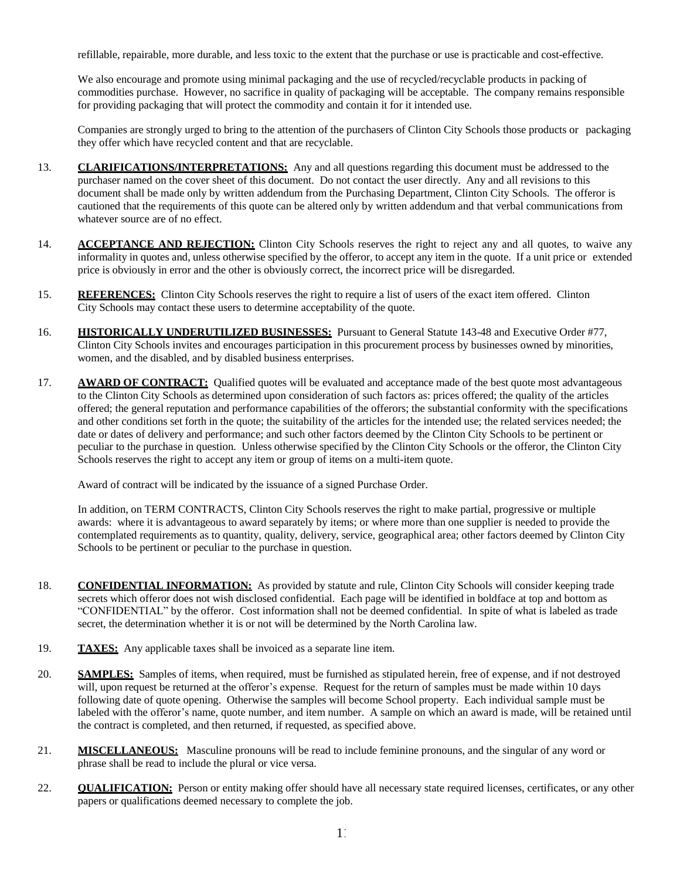refillable, repairable, more durable, and less toxic to the extent that the purchase or use is practicable and cost-effective.

We also encourage and promote using minimal packaging and the use of recycled/recyclable products in packing of commodities purchase. However, no sacrifice in quality of packaging will be acceptable. The company remains responsible for providing packaging that will protect the commodity and contain it for it intended use.

Companies are strongly urged to bring to the attention of the purchasers of Clinton City Schools those products or packaging they offer which have recycled content and that are recyclable.

13. **CLARIFICATIONS/INTERPRETATIONS:** Any and all questions regarding this document must be addressed to the purchaser named on the cover sheet of this document. Do not contact the user directly. Any and all revisions to this document shall be made only by written addendum from the Purchasing Department, Clinton City Schools. The offeror is cautioned that the requirements of this quote can be altered only by written addendum and that verbal communications from whatever source are of no effect.

14. **ACCEPTANCE AND REJECTION:** Clinton City Schools reserves the right to reject any and all quotes, to waive any informality in quotes and, unless otherwise specified by the offeror, to accept any item in the quote. If a unit price or extended price is obviously in error and the other is obviously correct, the incorrect price will be disregarded.

15. **REFERENCES:** Clinton City Schools reserves the right to require a list of users of the exact item offered. Clinton City Schools may contact these users to determine acceptability of the quote.

16. **HISTORICALLY UNDERUTILIZED BUSINESSES:** Pursuant to General Statute 143-48 and Executive Order #77, Clinton City Schools invites and encourages participation in this procurement process by businesses owned by minorities, women, and the disabled, and by disabled business enterprises.

17. **AWARD OF CONTRACT:** Qualified quotes will be evaluated and acceptance made of the best quote most advantageous to the Clinton City Schools as determined upon consideration of such factors as: prices offered; the quality of the articles offered; the general reputation and performance capabilities of the offerors; the substantial conformity with the specifications and other conditions set forth in the quote; the suitability of the articles for the intended use; the related services needed; the date or dates of delivery and performance; and such other factors deemed by the Clinton City Schools to be pertinent or peculiar to the purchase in question. Unless otherwise specified by the Clinton City Schools or the offeror, the Clinton City Schools reserves the right to accept any item or group of items on a multi-item quote.

    Award of contract will be indicated by the issuance of a signed Purchase Order.

    In addition, on TERM CONTRACTS, Clinton City Schools reserves the right to make partial, progressive or multiple awards: where it is advantageous to award separately by items; or where more than one supplier is needed to provide the contemplated requirements as to quantity, quality, delivery, service, geographical area; other factors deemed by Clinton City Schools to be pertinent or peculiar to the purchase in question.

18. **CONFIDENTIAL INFORMATION:** As provided by statute and rule, Clinton City Schools will consider keeping trade secrets which offeror does not wish disclosed confidential. Each page will be identified in boldface at top and bottom as "CONFIDENTIAL" by the offeror. Cost information shall not be deemed confidential. In spite of what is labeled as trade secret, the determination whether it is or not will be determined by the North Carolina law.

19. **TAXES:** Any applicable taxes shall be invoiced as a separate line item.

20. **SAMPLES:** Samples of items, when required, must be furnished as stipulated herein, free of expense, and if not destroyed will, upon request be returned at the offeror's expense. Request for the return of samples must be made within 10 days following date of quote opening. Otherwise the samples will become School property. Each individual sample must be labeled with the offeror's name, quote number, and item number. A sample on which an award is made, will be retained until the contract is completed, and then returned, if requested, as specified above.

21. **MISCELLANEOUS:** Masculine pronouns will be read to include feminine pronouns, and the singular of any word or phrase shall be read to include the plural or vice versa.

22. **QUALIFICATION:** Person or entity making offer should have all necessary state required licenses, certificates, or any other papers or qualifications deemed necessary to complete the job.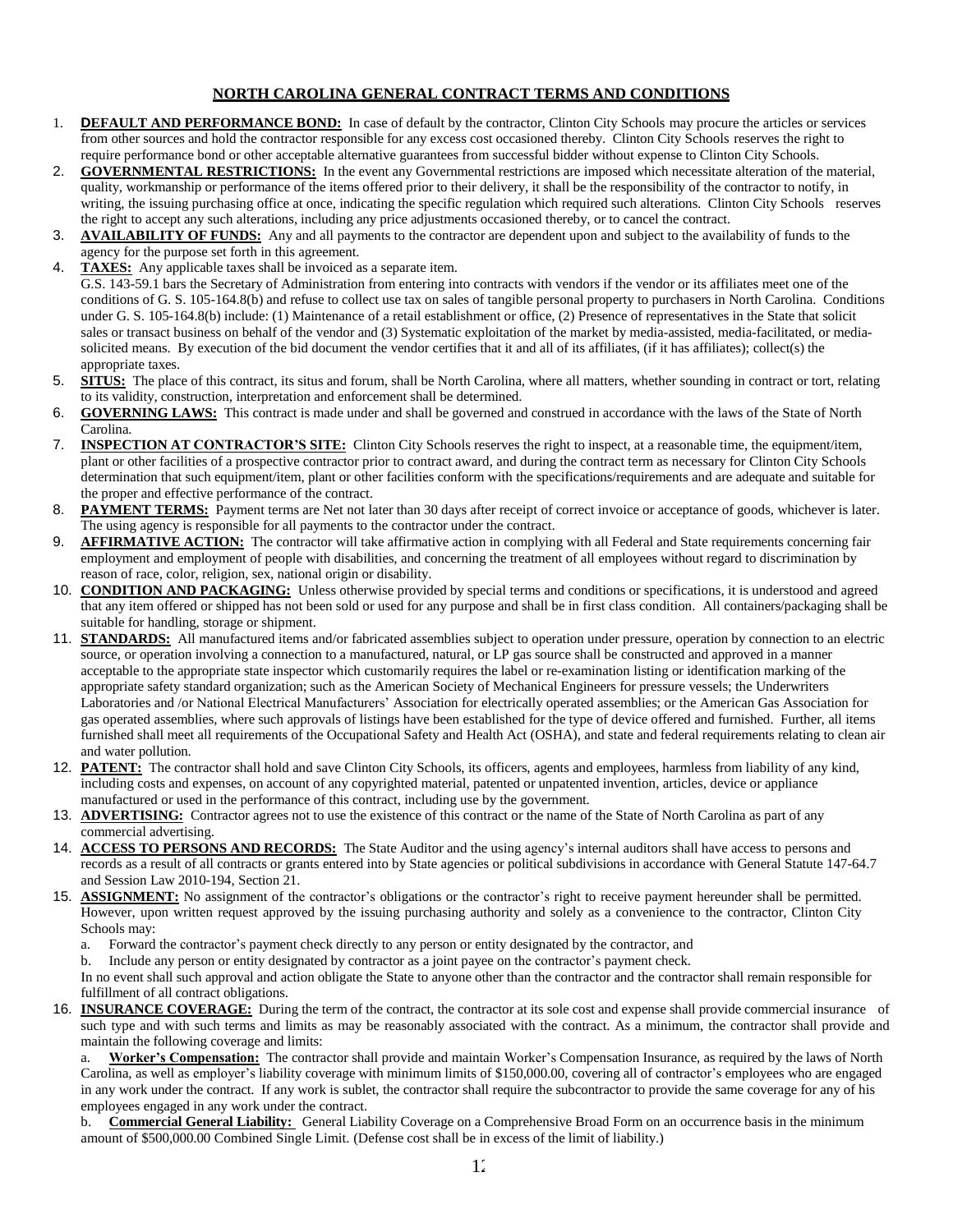## NORTH CAROLINA GENERAL CONTRACT TERMS AND CONDITIONS

1. **DEFAULT AND PERFORMANCE BOND:** In case of default by the contractor, Clinton City Schools may procure the articles or services from other sources and hold the contractor responsible for any excess cost occasioned thereby. Clinton City Schools reserves the right to require performance bond or other acceptable alternative guarantees from successful bidder without expense to Clinton City Schools.
2. **GOVERNMENTAL RESTRICTIONS:** In the event any Governmental restrictions are imposed which necessitate alteration of the material, quality, workmanship or performance of the items offered prior to their delivery, it shall be the responsibility of the contractor to notify, in writing, the issuing purchasing office at once, indicating the specific regulation which required such alterations. Clinton City Schools reserves the right to accept any such alterations, including any price adjustments occasioned thereby, or to cancel the contract.
3. **AVAILABILITY OF FUNDS:** Any and all payments to the contractor are dependent upon and subject to the availability of funds to the agency for the purpose set forth in this agreement.
4. **TAXES:** Any applicable taxes shall be invoiced as a separate item.
   G.S. 143-59.1 bars the Secretary of Administration from entering into contracts with vendors if the vendor or its affiliates meet one of the conditions of G. S. 105-164.8(b) and refuse to collect use tax on sales of tangible personal property to purchasers in North Carolina. Conditions under G. S. 105-164.8(b) include: (1) Maintenance of a retail establishment or office, (2) Presence of representatives in the State that solicit sales or transact business on behalf of the vendor and (3) Systematic exploitation of the market by media-assisted, media-facilitated, or media-solicited means. By execution of the bid document the vendor certifies that it and all of its affiliates, (if it has affiliates); collect(s) the appropriate taxes.
5. **SITUS:** The place of this contract, its situs and forum, shall be North Carolina, where all matters, whether sounding in contract or tort, relating to its validity, construction, interpretation and enforcement shall be determined.
6. **GOVERNING LAWS:** This contract is made under and shall be governed and construed in accordance with the laws of the State of North Carolina.
7. **INSPECTION AT CONTRACTOR'S SITE:** Clinton City Schools reserves the right to inspect, at a reasonable time, the equipment/item, plant or other facilities of a prospective contractor prior to contract award, and during the contract term as necessary for Clinton City Schools determination that such equipment/item, plant or other facilities conform with the specifications/requirements and are adequate and suitable for the proper and effective performance of the contract.
8. **PAYMENT TERMS:** Payment terms are Net not later than 30 days after receipt of correct invoice or acceptance of goods, whichever is later. The using agency is responsible for all payments to the contractor under the contract.
9. **AFFIRMATIVE ACTION:** The contractor will take affirmative action in complying with all Federal and State requirements concerning fair employment and employment of people with disabilities, and concerning the treatment of all employees without regard to discrimination by reason of race, color, religion, sex, national origin or disability.
10. **CONDITION AND PACKAGING:** Unless otherwise provided by special terms and conditions or specifications, it is understood and agreed that any item offered or shipped has not been sold or used for any purpose and shall be in first class condition. All containers/packaging shall be suitable for handling, storage or shipment.
11. **STANDARDS:** All manufactured items and/or fabricated assemblies subject to operation under pressure, operation by connection to an electric source, or operation involving a connection to a manufactured, natural, or LP gas source shall be constructed and approved in a manner acceptable to the appropriate state inspector which customarily requires the label or re-examination listing or identification marking of the appropriate safety standard organization; such as the American Society of Mechanical Engineers for pressure vessels; the Underwriters Laboratories and /or National Electrical Manufacturers' Association for electrically operated assemblies; or the American Gas Association for gas operated assemblies, where such approvals of listings have been established for the type of device offered and furnished. Further, all items furnished shall meet all requirements of the Occupational Safety and Health Act (OSHA), and state and federal requirements relating to clean air and water pollution.
12. **PATENT:** The contractor shall hold and save Clinton City Schools, its officers, agents and employees, harmless from liability of any kind, including costs and expenses, on account of any copyrighted material, patented or unpatented invention, articles, device or appliance manufactured or used in the performance of this contract, including use by the government.
13. **ADVERTISING:** Contractor agrees not to use the existence of this contract or the name of the State of North Carolina as part of any commercial advertising.
14. **ACCESS TO PERSONS AND RECORDS:** The State Auditor and the using agency's internal auditors shall have access to persons and records as a result of all contracts or grants entered into by State agencies or political subdivisions in accordance with General Statute 147-64.7 and Session Law 2010-194, Section 21.
15. **ASSIGNMENT:** No assignment of the contractor's obligations or the contractor's right to receive payment hereunder shall be permitted. However, upon written request approved by the issuing purchasing authority and solely as a convenience to the contractor, Clinton City Schools may:
    a. Forward the contractor's payment check directly to any person or entity designated by the contractor, and
    b. Include any person or entity designated by contractor as a joint payee on the contractor's payment check.

    In no event shall such approval and action obligate the State to anyone other than the contractor and the contractor shall remain responsible for fulfillment of all contract obligations.
16. **INSURANCE COVERAGE:** During the term of the contract, the contractor at its sole cost and expense shall provide commercial insurance of such type and with such terms and limits as may be reasonably associated with the contract. As a minimum, the contractor shall provide and maintain the following coverage and limits:

    a. **Worker's Compensation:** The contractor shall provide and maintain Worker's Compensation Insurance, as required by the laws of North Carolina, as well as employer's liability coverage with minimum limits of $150,000.00, covering all of contractor's employees who are engaged in any work under the contract. If any work is sublet, the contractor shall require the subcontractor to provide the same coverage for any of his employees engaged in any work under the contract.

    b. **Commercial General Liability:** General Liability Coverage on a Comprehensive Broad Form on an occurrence basis in the minimum amount of $500,000.00 Combined Single Limit. (Defense cost shall be in excess of the limit of liability.)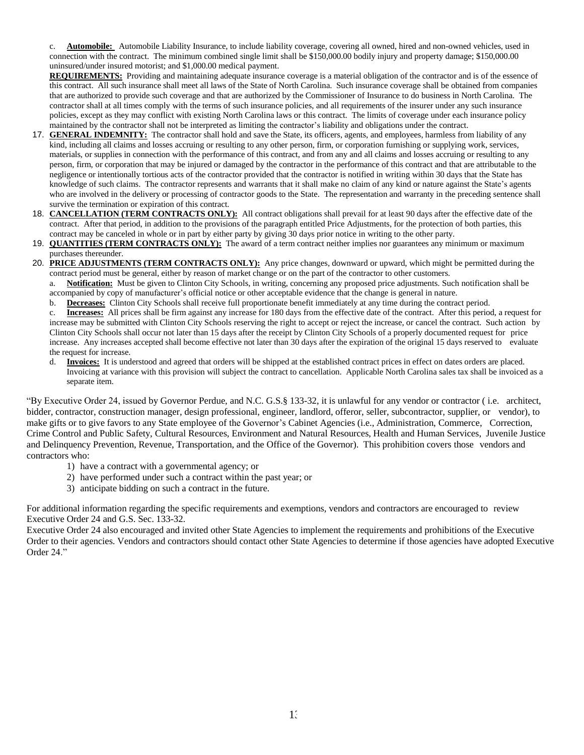c. **Automobile:** Automobile Liability Insurance, to include liability coverage, covering all owned, hired and non-owned vehicles, used in connection with the contract. The minimum combined single limit shall be $150,000.00 bodily injury and property damage; $150,000.00 uninsured/under insured motorist; and $1,000.00 medical payment.

**REQUIREMENTS:** Providing and maintaining adequate insurance coverage is a material obligation of the contractor and is of the essence of this contract. All such insurance shall meet all laws of the State of North Carolina. Such insurance coverage shall be obtained from companies that are authorized to provide such coverage and that are authorized by the Commissioner of Insurance to do business in North Carolina. The contractor shall at all times comply with the terms of such insurance policies, and all requirements of the insurer under any such insurance policies, except as they may conflict with existing North Carolina laws or this contract. The limits of coverage under each insurance policy maintained by the contractor shall not be interpreted as limiting the contractor's liability and obligations under the contract.

17. **GENERAL INDEMNITY:** The contractor shall hold and save the State, its officers, agents, and employees, harmless from liability of any kind, including all claims and losses accruing or resulting to any other person, firm, or corporation furnishing or supplying work, services, materials, or supplies in connection with the performance of this contract, and from any and all claims and losses accruing or resulting to any person, firm, or corporation that may be injured or damaged by the contractor in the performance of this contract and that are attributable to the negligence or intentionally tortious acts of the contractor provided that the contractor is notified in writing within 30 days that the State has knowledge of such claims. The contractor represents and warrants that it shall make no claim of any kind or nature against the State's agents who are involved in the delivery or processing of contractor goods to the State. The representation and warranty in the preceding sentence shall survive the termination or expiration of this contract.
18. **CANCELLATION (TERM CONTRACTS ONLY):** All contract obligations shall prevail for at least 90 days after the effective date of the contract. After that period, in addition to the provisions of the paragraph entitled Price Adjustments, for the protection of both parties, this contract may be canceled in whole or in part by either party by giving 30 days prior notice in writing to the other party.
19. **QUANTITIES (TERM CONTRACTS ONLY):** The award of a term contract neither implies nor guarantees any minimum or maximum purchases thereunder.
20. **PRICE ADJUSTMENTS (TERM CONTRACTS ONLY):** Any price changes, downward or upward, which might be permitted during the contract period must be general, either by reason of market change or on the part of the contractor to other customers.
    a. **Notification:** Must be given to Clinton City Schools, in writing, concerning any proposed price adjustments. Such notification shall be accompanied by copy of manufacturer's official notice or other acceptable evidence that the change is general in nature.
    b. **Decreases:** Clinton City Schools shall receive full proportionate benefit immediately at any time during the contract period.
    c. **Increases:** All prices shall be firm against any increase for 180 days from the effective date of the contract. After this period, a request for increase may be submitted with Clinton City Schools reserving the right to accept or reject the increase, or cancel the contract. Such action by Clinton City Schools shall occur not later than 15 days after the receipt by Clinton City Schools of a properly documented request for price increase. Any increases accepted shall become effective not later than 30 days after the expiration of the original 15 days reserved to evaluate the request for increase.
    d. **Invoices:** It is understood and agreed that orders will be shipped at the established contract prices in effect on dates orders are placed. Invoicing at variance with this provision will subject the contract to cancellation. Applicable North Carolina sales tax shall be invoiced as a separate item.

"By Executive Order 24, issued by Governor Perdue, and N.C. G.S.§ 133-32, it is unlawful for any vendor or contractor ( i.e. architect, bidder, contractor, construction manager, design professional, engineer, landlord, offeror, seller, subcontractor, supplier, or vendor), to make gifts or to give favors to any State employee of the Governor's Cabinet Agencies (i.e., Administration, Commerce, Correction, Crime Control and Public Safety, Cultural Resources, Environment and Natural Resources, Health and Human Services, Juvenile Justice and Delinquency Prevention, Revenue, Transportation, and the Office of the Governor). This prohibition covers those vendors and contractors who:

1) have a contract with a governmental agency; or
2) have performed under such a contract within the past year; or
3) anticipate bidding on such a contract in the future.

For additional information regarding the specific requirements and exemptions, vendors and contractors are encouraged to review Executive Order 24 and G.S. Sec. 133-32.

Executive Order 24 also encouraged and invited other State Agencies to implement the requirements and prohibitions of the Executive Order to their agencies. Vendors and contractors should contact other State Agencies to determine if those agencies have adopted Executive Order 24."